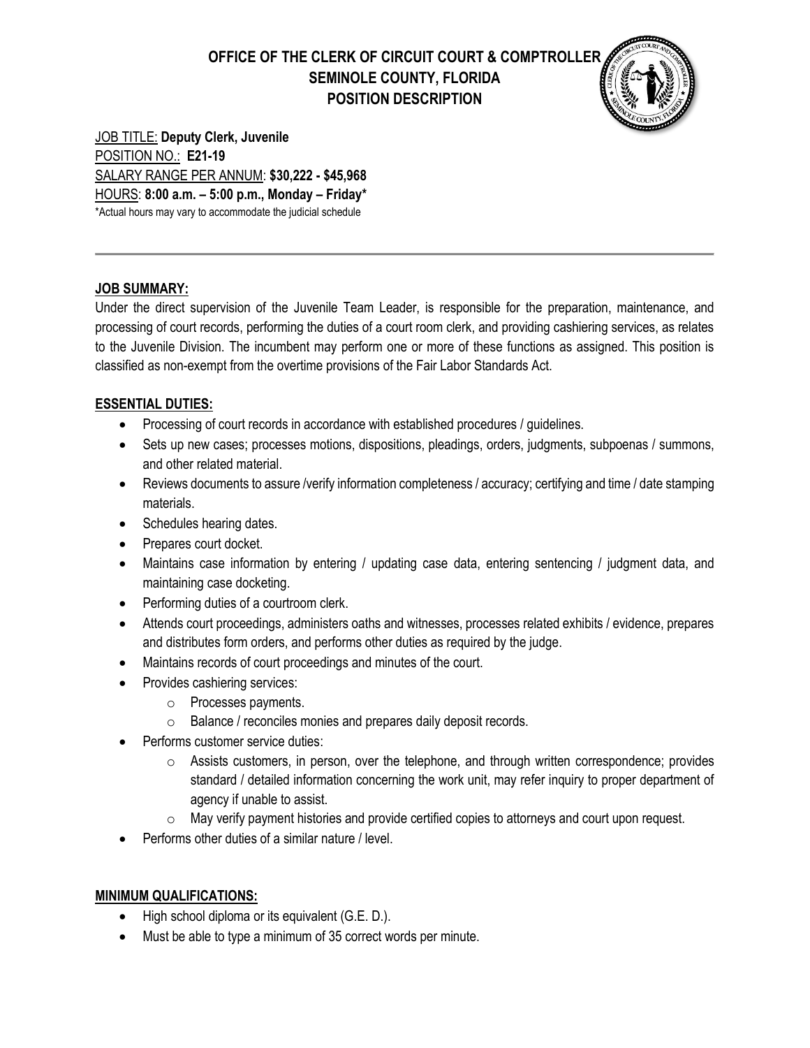# OFFICE OF THE CLERK OF CIRCUIT COURT & COMPTROLLER
## SEMINOLE COUNTY, FLORIDA
## POSITION DESCRIPTION

JOB TITLE: **Deputy Clerk, Juvenile**
POSITION NO.: **E21-19**
SALARY RANGE PER ANNUM: **$30,222 - $45,968**
HOURS: **8:00 a.m. – 5:00 p.m., Monday – Friday***
*Actual hours may vary to accommodate the judicial schedule

---

**JOB SUMMARY:**

Under the direct supervision of the Juvenile Team Leader, is responsible for the preparation, maintenance, and processing of court records, performing the duties of a court room clerk, and providing cashiering services, as relates to the Juvenile Division. The incumbent may perform one or more of these functions as assigned. This position is classified as non-exempt from the overtime provisions of the Fair Labor Standards Act.

**ESSENTIAL DUTIES:**

- Processing of court records in accordance with established procedures / guidelines.
- Sets up new cases; processes motions, dispositions, pleadings, orders, judgments, subpoenas / summons, and other related material.
- Reviews documents to assure /verify information completeness / accuracy; certifying and time / date stamping materials.
- Schedules hearing dates.
- Prepares court docket.
- Maintains case information by entering / updating case data, entering sentencing / judgment data, and maintaining case docketing.
- Performing duties of a courtroom clerk.
- Attends court proceedings, administers oaths and witnesses, processes related exhibits / evidence, prepares and distributes form orders, and performs other duties as required by the judge.
- Maintains records of court proceedings and minutes of the court.
- Provides cashiering services:
  - Processes payments.
  - Balance / reconciles monies and prepares daily deposit records.
- Performs customer service duties:
  - Assists customers, in person, over the telephone, and through written correspondence; provides standard / detailed information concerning the work unit, may refer inquiry to proper department of agency if unable to assist.
  - May verify payment histories and provide certified copies to attorneys and court upon request.
- Performs other duties of a similar nature / level.

**MINIMUM QUALIFICATIONS:**

- High school diploma or its equivalent (G.E. D.).
- Must be able to type a minimum of 35 correct words per minute.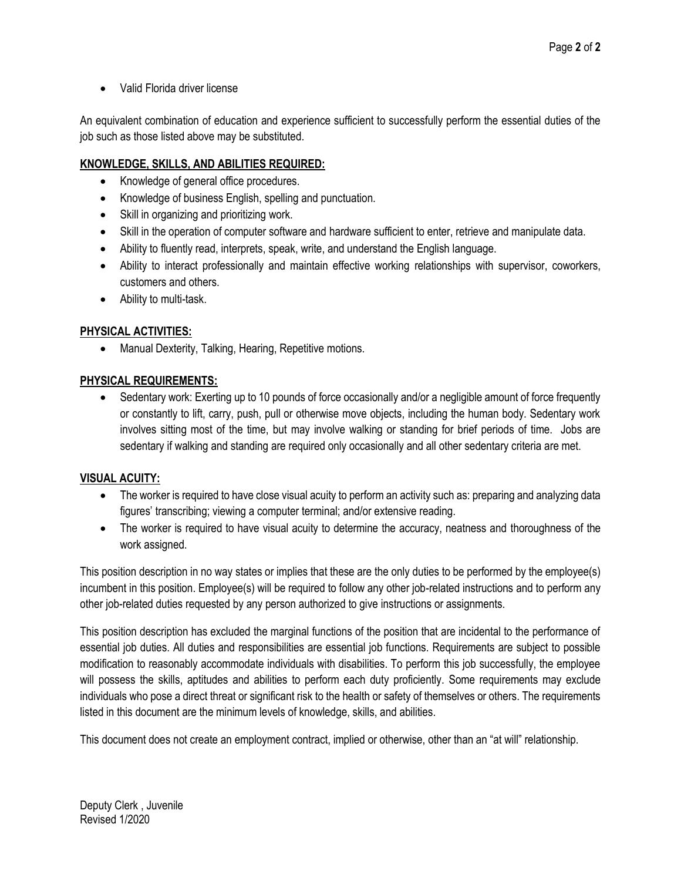- Valid Florida driver license

An equivalent combination of education and experience sufficient to successfully perform the essential duties of the job such as those listed above may be substituted.

## KNOWLEDGE, SKILLS, AND ABILITIES REQUIRED:

- Knowledge of general office procedures.
- Knowledge of business English, spelling and punctuation.
- Skill in organizing and prioritizing work.
- Skill in the operation of computer software and hardware sufficient to enter, retrieve and manipulate data.
- Ability to fluently read, interprets, speak, write, and understand the English language.
- Ability to interact professionally and maintain effective working relationships with supervisor, coworkers, customers and others.
- Ability to multi-task.

## PHYSICAL ACTIVITIES:

- Manual Dexterity, Talking, Hearing, Repetitive motions.

## PHYSICAL REQUIREMENTS:

- Sedentary work: Exerting up to 10 pounds of force occasionally and/or a negligible amount of force frequently or constantly to lift, carry, push, pull or otherwise move objects, including the human body. Sedentary work involves sitting most of the time, but may involve walking or standing for brief periods of time. Jobs are sedentary if walking and standing are required only occasionally and all other sedentary criteria are met.

## VISUAL ACUITY:

- The worker is required to have close visual acuity to perform an activity such as: preparing and analyzing data figures' transcribing; viewing a computer terminal; and/or extensive reading.
- The worker is required to have visual acuity to determine the accuracy, neatness and thoroughness of the work assigned.

This position description in no way states or implies that these are the only duties to be performed by the employee(s) incumbent in this position. Employee(s) will be required to follow any other job-related instructions and to perform any other job-related duties requested by any person authorized to give instructions or assignments.

This position description has excluded the marginal functions of the position that are incidental to the performance of essential job duties. All duties and responsibilities are essential job functions. Requirements are subject to possible modification to reasonably accommodate individuals with disabilities. To perform this job successfully, the employee will possess the skills, aptitudes and abilities to perform each duty proficiently. Some requirements may exclude individuals who pose a direct threat or significant risk to the health or safety of themselves or others. The requirements listed in this document are the minimum levels of knowledge, skills, and abilities.

This document does not create an employment contract, implied or otherwise, other than an "at will" relationship.

Deputy Clerk , Juvenile
Revised 1/2020